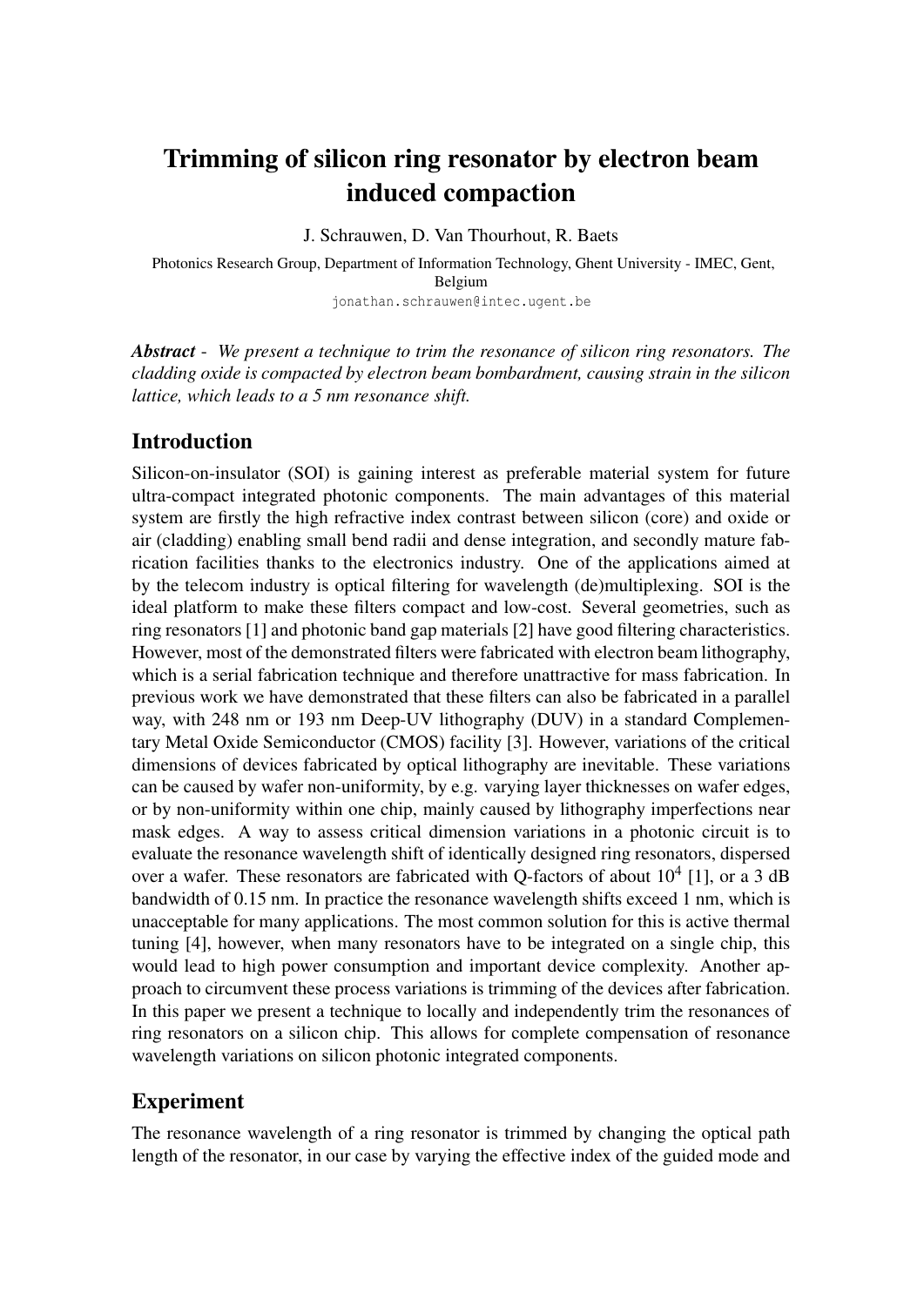# Trimming of silicon ring resonator by electron beam induced compaction

J. Schrauwen, D. Van Thourhout, R. Baets

Photonics Research Group, Department of Information Technology, Ghent University - IMEC, Gent, Belgium

jonathan.schrauwen@intec.ugent.be

***Abstract*** - *We present a technique to trim the resonance of silicon ring resonators. The cladding oxide is compacted by electron beam bombardment, causing strain in the silicon lattice, which leads to a 5 nm resonance shift.*

## Introduction

Silicon-on-insulator (SOI) is gaining interest as preferable material system for future ultra-compact integrated photonic components. The main advantages of this material system are firstly the high refractive index contrast between silicon (core) and oxide or air (cladding) enabling small bend radii and dense integration, and secondly mature fabrication facilities thanks to the electronics industry. One of the applications aimed at by the telecom industry is optical filtering for wavelength (de)multiplexing. SOI is the ideal platform to make these filters compact and low-cost. Several geometries, such as ring resonators [1] and photonic band gap materials [2] have good filtering characteristics. However, most of the demonstrated filters were fabricated with electron beam lithography, which is a serial fabrication technique and therefore unattractive for mass fabrication. In previous work we have demonstrated that these filters can also be fabricated in a parallel way, with 248 nm or 193 nm Deep-UV lithography (DUV) in a standard Complementary Metal Oxide Semiconductor (CMOS) facility [3]. However, variations of the critical dimensions of devices fabricated by optical lithography are inevitable. These variations can be caused by wafer non-uniformity, by e.g. varying layer thicknesses on wafer edges, or by non-uniformity within one chip, mainly caused by lithography imperfections near mask edges. A way to assess critical dimension variations in a photonic circuit is to evaluate the resonance wavelength shift of identically designed ring resonators, dispersed over a wafer. These resonators are fabricated with Q-factors of about $10^4$ [1], or a 3 dB bandwidth of 0.15 nm. In practice the resonance wavelength shifts exceed 1 nm, which is unacceptable for many applications. The most common solution for this is active thermal tuning [4], however, when many resonators have to be integrated on a single chip, this would lead to high power consumption and important device complexity. Another approach to circumvent these process variations is trimming of the devices after fabrication. In this paper we present a technique to locally and independently trim the resonances of ring resonators on a silicon chip. This allows for complete compensation of resonance wavelength variations on silicon photonic integrated components.

## Experiment

The resonance wavelength of a ring resonator is trimmed by changing the optical path length of the resonator, in our case by varying the effective index of the guided mode and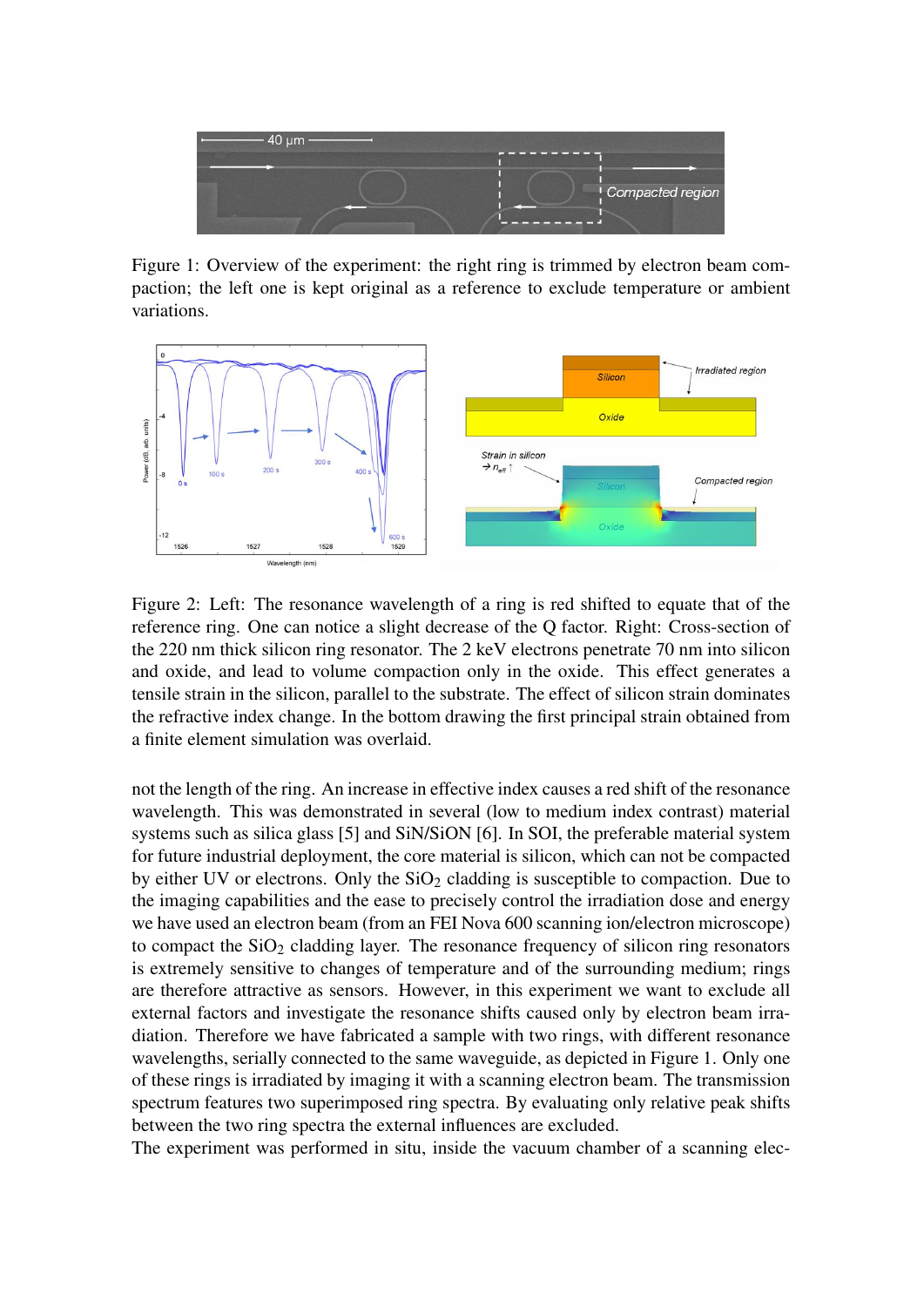Figure 1: Overview of the experiment: the right ring is trimmed by electron beam compaction; the left one is kept original as a reference to exclude temperature or ambient variations.

Figure 2: Left: The resonance wavelength of a ring is red shifted to equate that of the reference ring. One can notice a slight decrease of the Q factor. Right: Cross-section of the 220 nm thick silicon ring resonator. The 2 keV electrons penetrate 70 nm into silicon and oxide, and lead to volume compaction only in the oxide. This effect generates a tensile strain in the silicon, parallel to the substrate. The effect of silicon strain dominates the refractive index change. In the bottom drawing the first principal strain obtained from a finite element simulation was overlaid.

not the length of the ring. An increase in effective index causes a red shift of the resonance wavelength. This was demonstrated in several (low to medium index contrast) material systems such as silica glass [5] and SiN/SiON [6]. In SOI, the preferable material system for future industrial deployment, the core material is silicon, which can not be compacted by either UV or electrons. Only the $SiO_2$ cladding is susceptible to compaction. Due to the imaging capabilities and the ease to precisely control the irradiation dose and energy we have used an electron beam (from an FEI Nova 600 scanning ion/electron microscope) to compact the $SiO_2$ cladding layer. The resonance frequency of silicon ring resonators is extremely sensitive to changes of temperature and of the surrounding medium; rings are therefore attractive as sensors. However, in this experiment we want to exclude all external factors and investigate the resonance shifts caused only by electron beam irradiation. Therefore we have fabricated a sample with two rings, with different resonance wavelengths, serially connected to the same waveguide, as depicted in Figure 1. Only one of these rings is irradiated by imaging it with a scanning electron beam. The transmission spectrum features two superimposed ring spectra. By evaluating only relative peak shifts between the two ring spectra the external influences are excluded.

The experiment was performed in situ, inside the vacuum chamber of a scanning elec-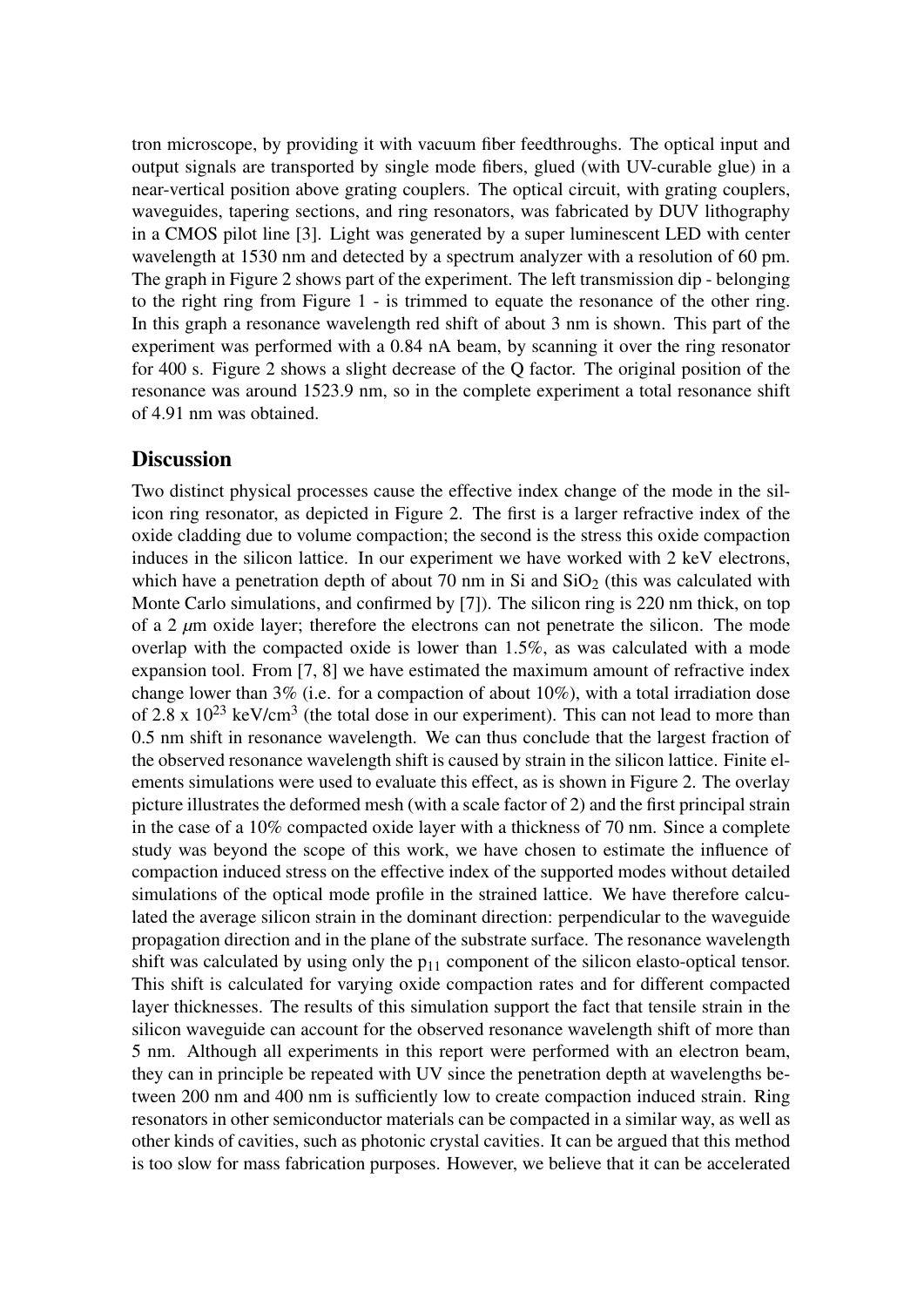tron microscope, by providing it with vacuum fiber feedthroughs. The optical input and output signals are transported by single mode fibers, glued (with UV-curable glue) in a near-vertical position above grating couplers. The optical circuit, with grating couplers, waveguides, tapering sections, and ring resonators, was fabricated by DUV lithography in a CMOS pilot line [3]. Light was generated by a super luminescent LED with center wavelength at 1530 nm and detected by a spectrum analyzer with a resolution of 60 pm. The graph in Figure 2 shows part of the experiment. The left transmission dip - belonging to the right ring from Figure 1 - is trimmed to equate the resonance of the other ring. In this graph a resonance wavelength red shift of about 3 nm is shown. This part of the experiment was performed with a 0.84 nA beam, by scanning it over the ring resonator for 400 s. Figure 2 shows a slight decrease of the Q factor. The original position of the resonance was around 1523.9 nm, so in the complete experiment a total resonance shift of 4.91 nm was obtained.

## Discussion

Two distinct physical processes cause the effective index change of the mode in the silicon ring resonator, as depicted in Figure 2. The first is a larger refractive index of the oxide cladding due to volume compaction; the second is the stress this oxide compaction induces in the silicon lattice. In our experiment we have worked with 2 keV electrons, which have a penetration depth of about 70 nm in Si and $SiO_2$ (this was calculated with Monte Carlo simulations, and confirmed by [7]). The silicon ring is 220 nm thick, on top of a 2 $\mu$m oxide layer; therefore the electrons can not penetrate the silicon. The mode overlap with the compacted oxide is lower than 1.5%, as was calculated with a mode expansion tool. From [7, 8] we have estimated the maximum amount of refractive index change lower than 3% (i.e. for a compaction of about 10%), with a total irradiation dose of 2.8 x $10^{23}$ keV/cm$^3$ (the total dose in our experiment). This can not lead to more than 0.5 nm shift in resonance wavelength. We can thus conclude that the largest fraction of the observed resonance wavelength shift is caused by strain in the silicon lattice. Finite elements simulations were used to evaluate this effect, as is shown in Figure 2. The overlay picture illustrates the deformed mesh (with a scale factor of 2) and the first principal strain in the case of a 10% compacted oxide layer with a thickness of 70 nm. Since a complete study was beyond the scope of this work, we have chosen to estimate the influence of compaction induced stress on the effective index of the supported modes without detailed simulations of the optical mode profile in the strained lattice. We have therefore calculated the average silicon strain in the dominant direction: perpendicular to the waveguide propagation direction and in the plane of the substrate surface. The resonance wavelength shift was calculated by using only the $p_{11}$ component of the silicon elasto-optical tensor. This shift is calculated for varying oxide compaction rates and for different compacted layer thicknesses. The results of this simulation support the fact that tensile strain in the silicon waveguide can account for the observed resonance wavelength shift of more than 5 nm. Although all experiments in this report were performed with an electron beam, they can in principle be repeated with UV since the penetration depth at wavelengths between 200 nm and 400 nm is sufficiently low to create compaction induced strain. Ring resonators in other semiconductor materials can be compacted in a similar way, as well as other kinds of cavities, such as photonic crystal cavities. It can be argued that this method is too slow for mass fabrication purposes. However, we believe that it can be accelerated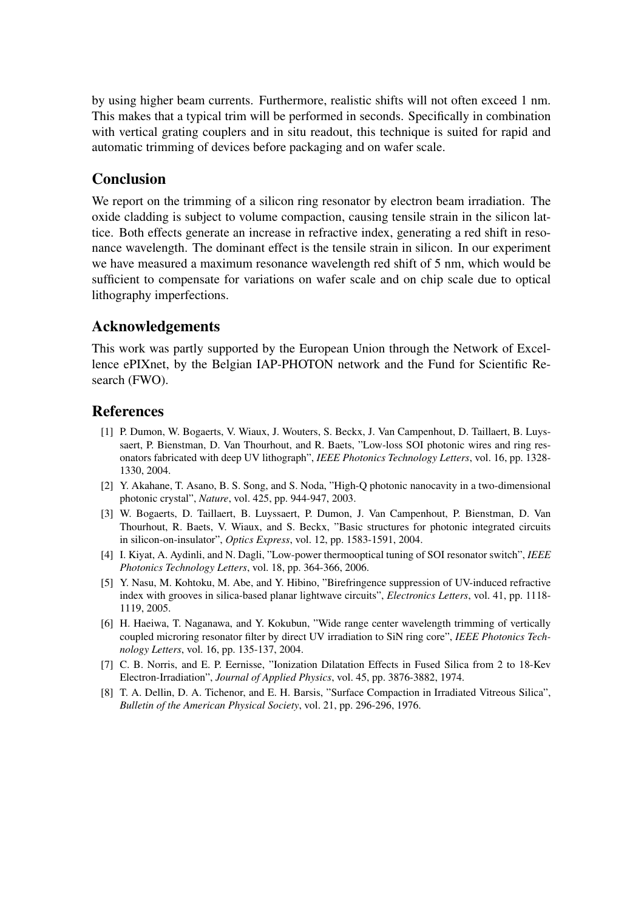by using higher beam currents. Furthermore, realistic shifts will not often exceed 1 nm. This makes that a typical trim will be performed in seconds. Specifically in combination with vertical grating couplers and in situ readout, this technique is suited for rapid and automatic trimming of devices before packaging and on wafer scale.

## Conclusion

We report on the trimming of a silicon ring resonator by electron beam irradiation. The oxide cladding is subject to volume compaction, causing tensile strain in the silicon lattice. Both effects generate an increase in refractive index, generating a red shift in resonance wavelength. The dominant effect is the tensile strain in silicon. In our experiment we have measured a maximum resonance wavelength red shift of 5 nm, which would be sufficient to compensate for variations on wafer scale and on chip scale due to optical lithography imperfections.

## Acknowledgements

This work was partly supported by the European Union through the Network of Excellence ePIXnet, by the Belgian IAP-PHOTON network and the Fund for Scientific Research (FWO).

## References

[1] P. Dumon, W. Bogaerts, V. Wiaux, J. Wouters, S. Beckx, J. Van Campenhout, D. Taillaert, B. Luyssaert, P. Bienstman, D. Van Thourhout, and R. Baets, "Low-loss SOI photonic wires and ring resonators fabricated with deep UV lithograph", *IEEE Photonics Technology Letters*, vol. 16, pp. 1328-1330, 2004.

[2] Y. Akahane, T. Asano, B. S. Song, and S. Noda, "High-Q photonic nanocavity in a two-dimensional photonic crystal", *Nature*, vol. 425, pp. 944-947, 2003.

[3] W. Bogaerts, D. Taillaert, B. Luyssaert, P. Dumon, J. Van Campenhout, P. Bienstman, D. Van Thourhout, R. Baets, V. Wiaux, and S. Beckx, "Basic structures for photonic integrated circuits in silicon-on-insulator", *Optics Express*, vol. 12, pp. 1583-1591, 2004.

[4] I. Kiyat, A. Aydinli, and N. Dagli, "Low-power thermooptical tuning of SOI resonator switch", *IEEE Photonics Technology Letters*, vol. 18, pp. 364-366, 2006.

[5] Y. Nasu, M. Kohtoku, M. Abe, and Y. Hibino, "Birefringence suppression of UV-induced refractive index with grooves in silica-based planar lightwave circuits", *Electronics Letters*, vol. 41, pp. 1118-1119, 2005.

[6] H. Haeiwa, T. Naganawa, and Y. Kokubun, "Wide range center wavelength trimming of vertically coupled microring resonator filter by direct UV irradiation to SiN ring core", *IEEE Photonics Technology Letters*, vol. 16, pp. 135-137, 2004.

[7] C. B. Norris, and E. P. Eernisse, "Ionization Dilatation Effects in Fused Silica from 2 to 18-Kev Electron-Irradiation", *Journal of Applied Physics*, vol. 45, pp. 3876-3882, 1974.

[8] T. A. Dellin, D. A. Tichenor, and E. H. Barsis, "Surface Compaction in Irradiated Vitreous Silica", *Bulletin of the American Physical Society*, vol. 21, pp. 296-296, 1976.